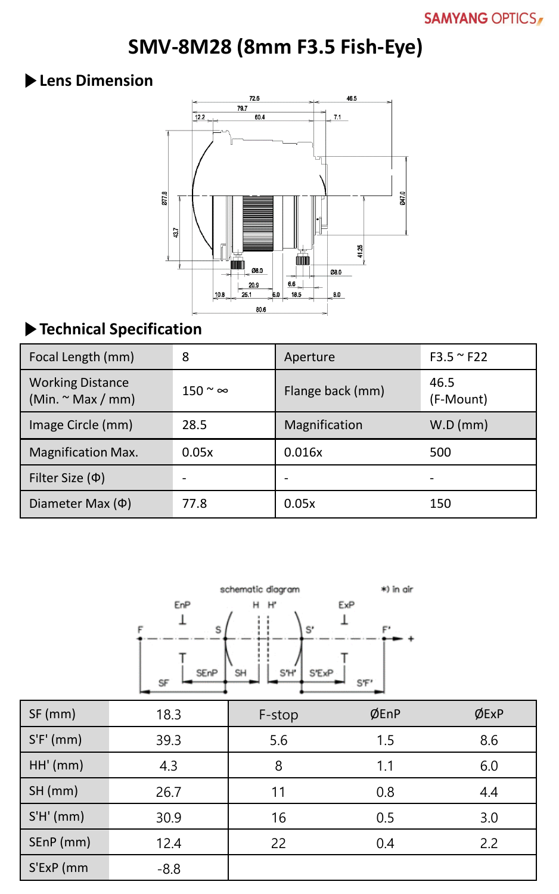SAMYANG OPTICS

# SMV-8M28 (8mm F3.5 Fish-Eye)

## ▶ Lens Dimension

## ▶ Technical Specification

| Focal Length (mm) | 8 | Aperture | F3.5 ~ F22 |
|---|---|---|---|
| Working Distance (Min. ~ Max / mm) | 150 ~ ∞ | Flange back (mm) | 46.5 (F-Mount) |
| Image Circle (mm) | 28.5 | Magnification | W.D (mm) |
| Magnification Max. | 0.05x | 0.016x | 500 |
| Filter Size (Φ) | - | - | - |
| Diameter Max (Φ) | 77.8 | 0.05x | 150 |

| SF (mm) | 18.3 | F-stop | ØEnP | ØExP |
|---|---|---|---|---|
| S'F' (mm) | 39.3 | 5.6 | 1.5 | 8.6 |
| HH' (mm) | 4.3 | 8 | 1.1 | 6.0 |
| SH (mm) | 26.7 | 11 | 0.8 | 4.4 |
| S'H' (mm) | 30.9 | 16 | 0.5 | 3.0 |
| SEnP (mm) | 12.4 | 22 | 0.4 | 2.2 |
| S'ExP (mm | -8.8 | | | |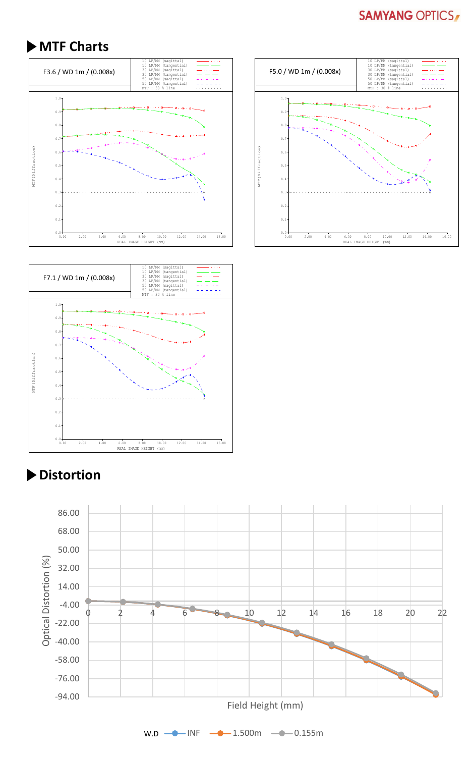## ▶MTF Charts

F3.6 / WD 1m / (0.008x)

10 LP/MM (sagittal)
10 LP/MM (tangential)
30 LP/MM (sagittal)
30 LP/MM (tangential)
50 LP/MM (sagittal)
50 LP/MM (tangential)
MTF : 30 % line

MTF(Diffraction)

REAL IMAGE HEIGHT (mm)

F5.0 / WD 1m / (0.008x)

10 LP/MM (sagittal)
10 LP/MM (tangential)
30 LP/MM (sagittal)
30 LP/MM (tangential)
50 LP/MM (sagittal)
50 LP/MM (tangential)
MTF : 30 % line

MTF(Diffraction)

REAL IMAGE HEIGHT (mm)

F7.1 / WD 1m / (0.008x)

10 LP/MM (sagittal)
10 LP/MM (tangential)
30 LP/MM (sagittal)
30 LP/MM (tangential)
50 LP/MM (sagittal)
50 LP/MM (tangential)
MTF : 30 % line

MTF(Diffraction)

REAL IMAGE HEIGHT (mm)

## ▶Distortion

Optical Distortion (%)

Field Height (mm)

W.D — INF — 1.500m — 0.155m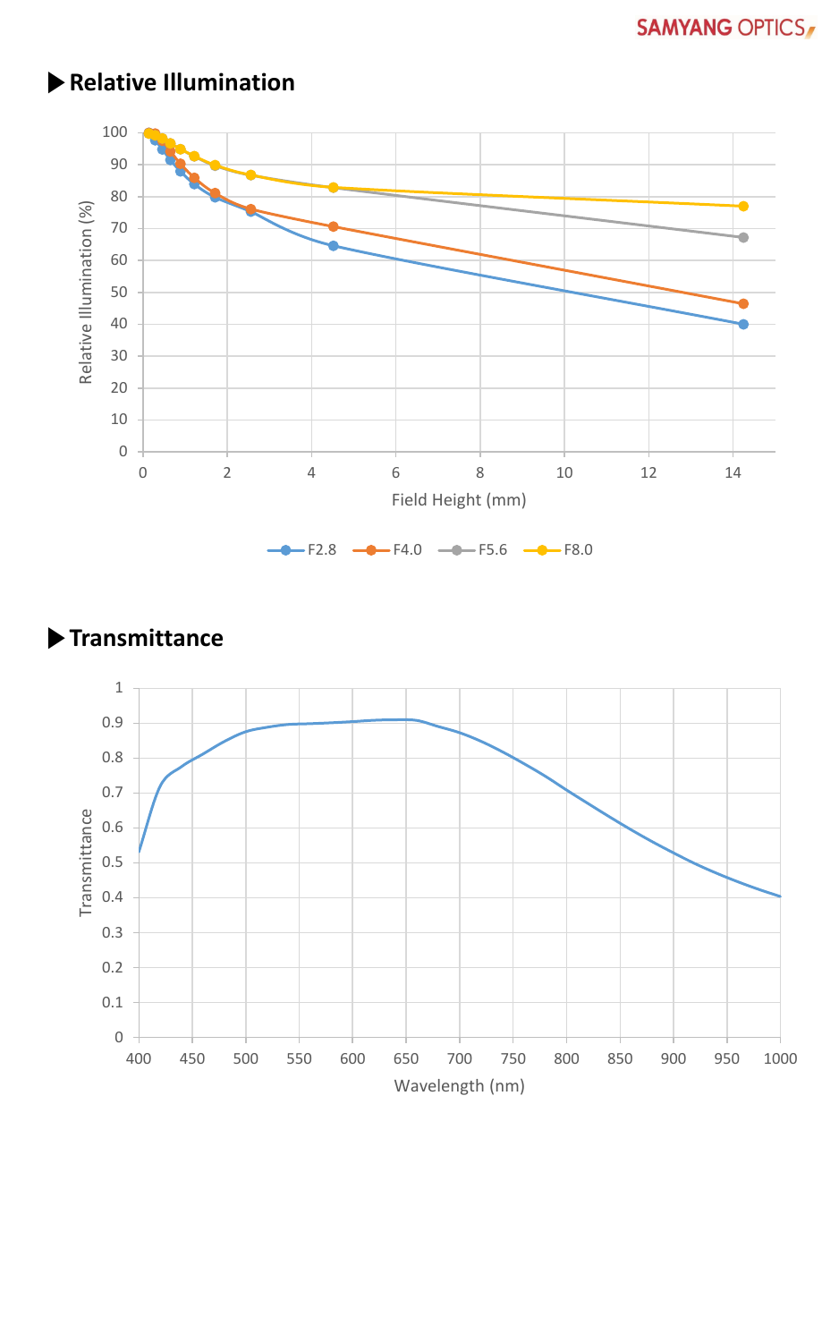## ▶ Relative Illumination

Relative Illumination (%)

100
90
80
70
60
50
40
30
20
10
0

0 2 4 6 8 10 12 14

Field Height (mm)

F2.8 F4.0 F5.6 F8.0

## ▶ Transmittance

Transmittance

1
0.9
0.8
0.7
0.6
0.5
0.4
0.3
0.2
0.1
0

400 450 500 550 600 650 700 750 800 850 900 950 1000

Wavelength (nm)